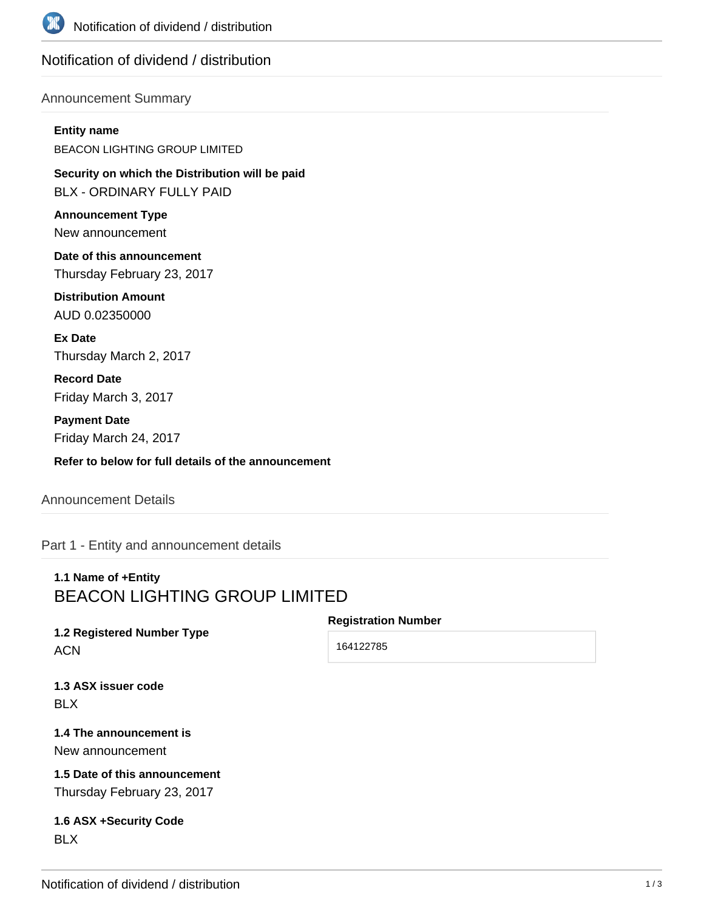# Notification of dividend / distribution

## Announcement Summary

**Entity name**

BEACON LIGHTING GROUP LIMITED

**Security on which the Distribution will be paid**

BLX - ORDINARY FULLY PAID

**Announcement Type**

New announcement

**Date of this announcement**

Thursday February 23, 2017

**Distribution Amount**

AUD 0.02350000

**Ex Date**

Thursday March 2, 2017

**Record Date**

Friday March 3, 2017

**Payment Date**

Friday March 24, 2017

**Refer to below for full details of the announcement**

## Announcement Details

### Part 1 - Entity and announcement details

**1.1 Name of +Entity**

BEACON LIGHTING GROUP LIMITED

**1.2 Registered Number Type**

ACN

**Registration Number**

164122785

**1.3 ASX issuer code**

BLX

**1.4 The announcement is**

New announcement

**1.5 Date of this announcement**

Thursday February 23, 2017

**1.6 ASX +Security Code**

BLX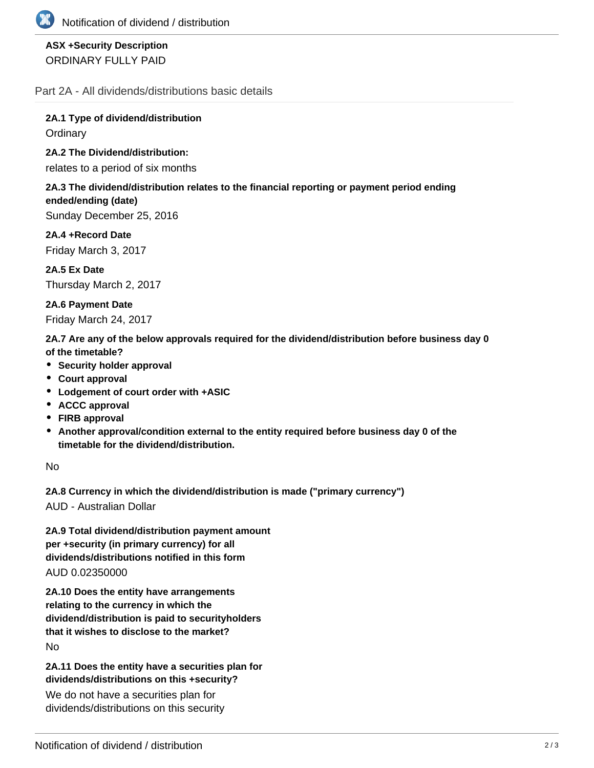**ASX +Security Description**

ORDINARY FULLY PAID

## Part 2A - All dividends/distributions basic details

**2A.1 Type of dividend/distribution**

Ordinary

**2A.2 The Dividend/distribution:**

relates to a period of six months

**2A.3 The dividend/distribution relates to the financial reporting or payment period ending ended/ending (date)**

Sunday December 25, 2016

**2A.4 +Record Date**

Friday March 3, 2017

**2A.5 Ex Date**

Thursday March 2, 2017

**2A.6 Payment Date**

Friday March 24, 2017

**2A.7 Are any of the below approvals required for the dividend/distribution before business day 0 of the timetable?**

- **Security holder approval**
- **Court approval**
- **Lodgement of court order with +ASIC**
- **ACCC approval**
- **FIRB approval**
- **Another approval/condition external to the entity required before business day 0 of the timetable for the dividend/distribution.**

No

**2A.8 Currency in which the dividend/distribution is made ("primary currency")**

AUD - Australian Dollar

**2A.9 Total dividend/distribution payment amount per +security (in primary currency) for all dividends/distributions notified in this form**

AUD 0.02350000

**2A.10 Does the entity have arrangements relating to the currency in which the dividend/distribution is paid to securityholders that it wishes to disclose to the market?**

No

**2A.11 Does the entity have a securities plan for dividends/distributions on this +security?**

We do not have a securities plan for dividends/distributions on this security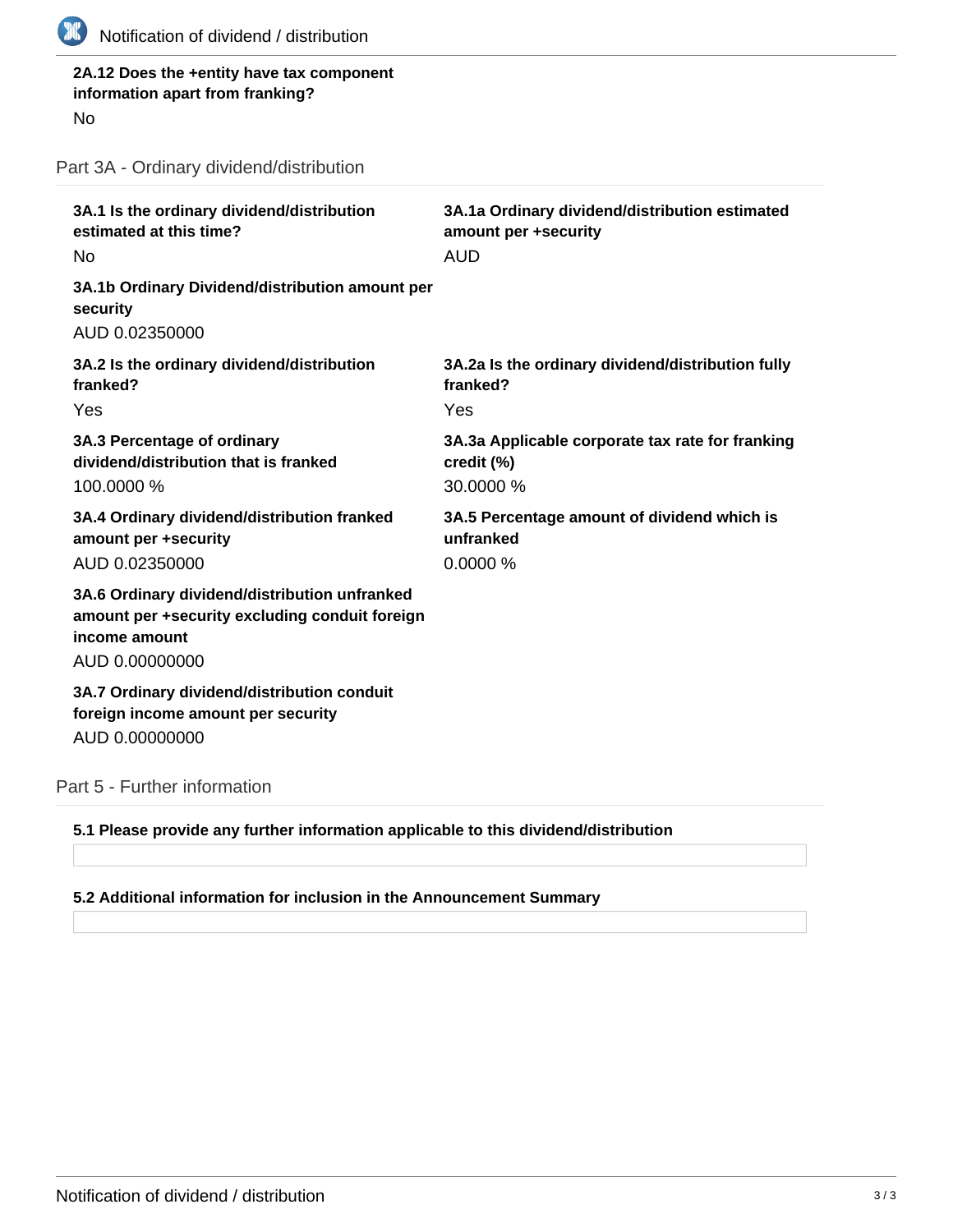**2A.12 Does the +entity have tax component information apart from franking?**

No

## Part 3A - Ordinary dividend/distribution

**3A.1 Is the ordinary dividend/distribution estimated at this time?**

No

**3A.1a Ordinary dividend/distribution estimated amount per +security**

AUD

**3A.1b Ordinary Dividend/distribution amount per security**

AUD 0.02350000

**3A.2 Is the ordinary dividend/distribution franked?**

Yes

**3A.2a Is the ordinary dividend/distribution fully franked?**

Yes

**3A.3 Percentage of ordinary dividend/distribution that is franked**

100.0000 %

**3A.3a Applicable corporate tax rate for franking credit (%)**

30.0000 %

**3A.4 Ordinary dividend/distribution franked amount per +security**

AUD 0.02350000

**3A.5 Percentage amount of dividend which is unfranked**

0.0000 %

**3A.6 Ordinary dividend/distribution unfranked amount per +security excluding conduit foreign income amount**

AUD 0.00000000

**3A.7 Ordinary dividend/distribution conduit foreign income amount per security**

AUD 0.00000000

## Part 5 - Further information

**5.1 Please provide any further information applicable to this dividend/distribution**

**5.2 Additional information for inclusion in the Announcement Summary**